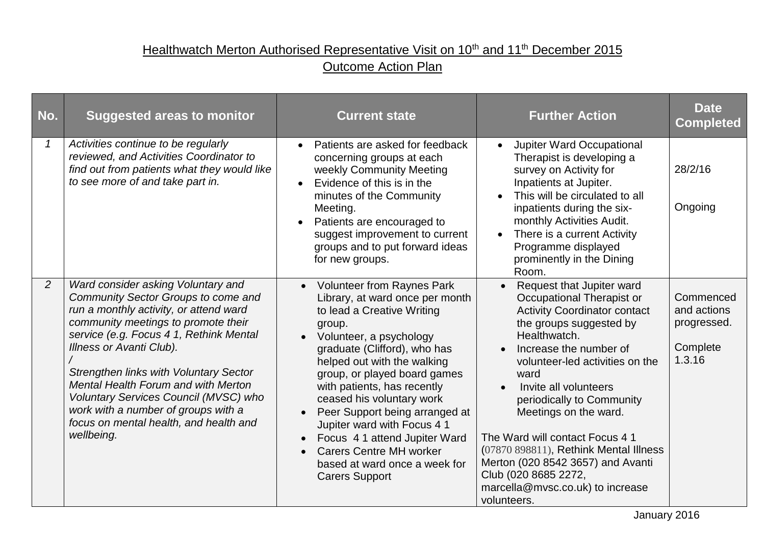Healthwatch Merton Authorised Representative Visit on 10th and 11th December 2015

Outcome Action Plan

| No. | Suggested areas to monitor | Current state | Further Action | Date Completed |
|---|---|---|---|---|
| *1* | *Activities continue to be regularly reviewed, and Activities Coordinator to find out from patients what they would like to see more of and take part in.* | • Patients are asked for feedback concerning groups at each weekly Community Meeting<br>• Evidence of this is in the minutes of the Community Meeting.<br>• Patients are encouraged to suggest improvement to current groups and to put forward ideas for new groups. | • Jupiter Ward Occupational Therapist is developing a survey on Activity for Inpatients at Jupiter.<br>• This will be circulated to all inpatients during the six-monthly Activities Audit.<br>• There is a current Activity Programme displayed prominently in the Dining Room. | 28/2/16<br><br>Ongoing |
| *2* | *Ward consider asking Voluntary and Community Sector Groups to come and run a monthly activity, or attend ward community meetings to promote their service (e.g. Focus 4 1, Rethink Mental Illness or Avanti Club).*<br>*/*<br>*Strengthen links with Voluntary Sector Mental Health Forum and with Merton Voluntary Services Council (MVSC) who work with a number of groups with a focus on mental health, and health and wellbeing.* | • Volunteer from Raynes Park Library, at ward once per month to lead a Creative Writing group.<br>• Volunteer, a psychology graduate (Clifford), who has helped out with the walking group, or played board games with patients, has recently ceased his voluntary work<br>• Peer Support being arranged at Jupiter ward with Focus 4 1<br>• Focus 4 1 attend Jupiter Ward<br>• Carers Centre MH worker based at ward once a week for Carers Support | • Request that Jupiter ward Occupational Therapist or Activity Coordinator contact the groups suggested by Healthwatch.<br>• Increase the number of volunteer-led activities on the ward<br>• Invite all volunteers periodically to Community Meetings on the ward.<br><br>The Ward will contact Focus 4 1 (07870 898811), Rethink Mental Illness Merton (020 8542 3657) and Avanti Club (020 8685 2272, marcella@mvsc.co.uk) to increase volunteers. | Commenced and actions progressed.<br><br>Complete 1.3.16 |

January 2016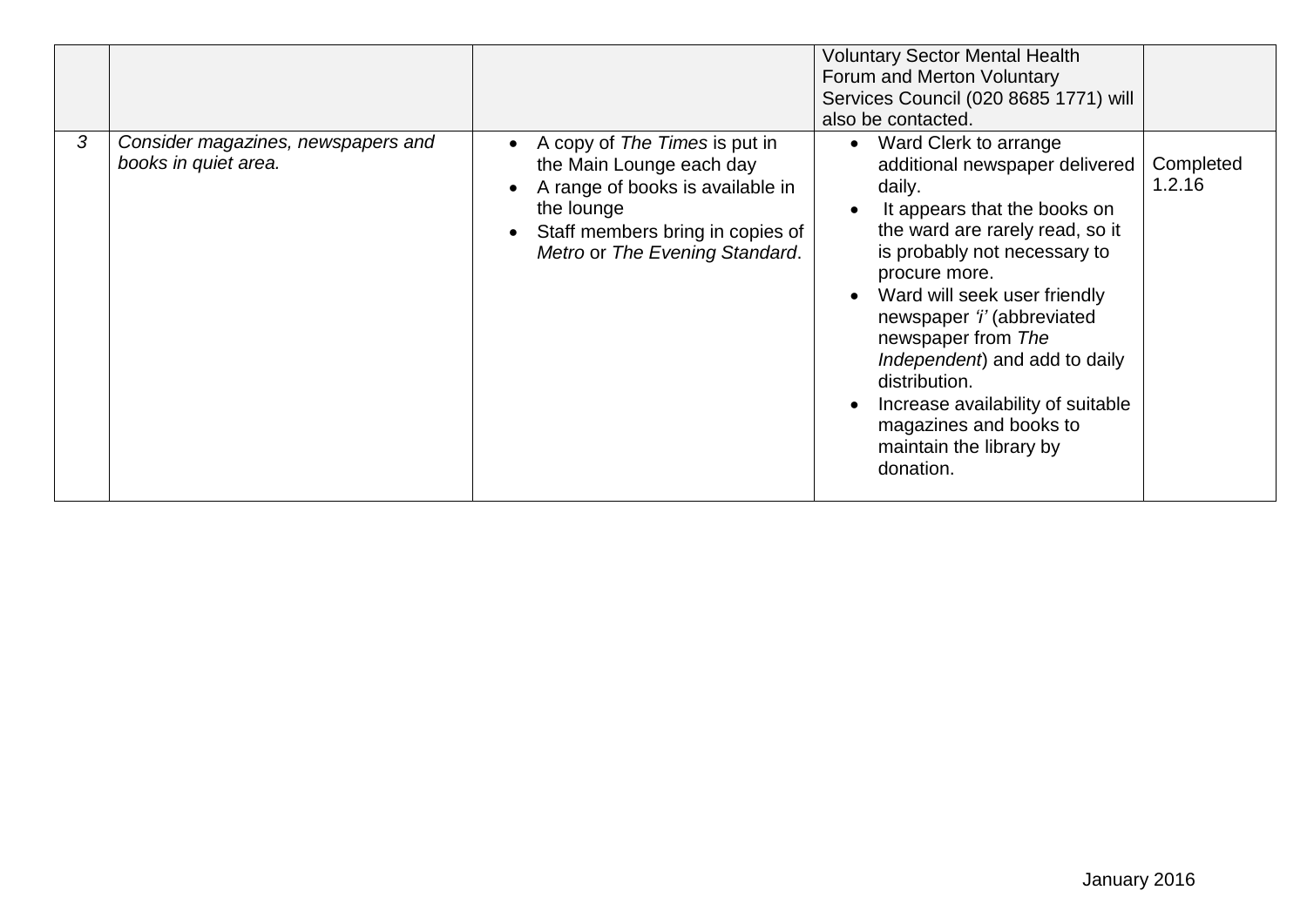| | | | | |
|---|---|---|---|---|
| | | | Voluntary Sector Mental Health Forum and Merton Voluntary Services Council (020 8685 1771) will also be contacted. | |
| *3* | *Consider magazines, newspapers and books in quiet area.* | • A copy of *The Times* is put in the Main Lounge each day<br>• A range of books is available in the lounge<br>• Staff members bring in copies of *Metro* or *The Evening Standard*. | • Ward Clerk to arrange additional newspaper delivered daily.<br>• It appears that the books on the ward are rarely read, so it is probably not necessary to procure more.<br>• Ward will seek user friendly newspaper *'i'* (abbreviated newspaper from *The Independent*) and add to daily distribution.<br>• Increase availability of suitable magazines and books to maintain the library by donation. | Completed 1.2.16 |

January 2016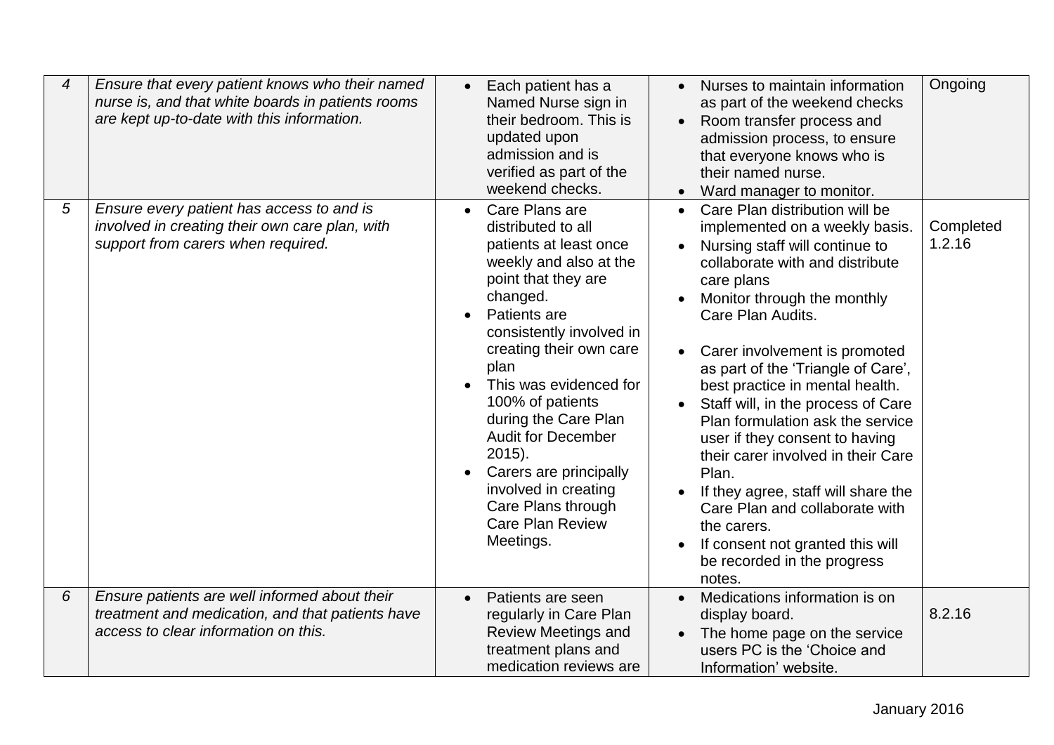| 4 | *Ensure that every patient knows who their named nurse is, and that white boards in patients rooms are kept up-to-date with this information.* | • Each patient has a Named Nurse sign in their bedroom. This is updated upon admission and is verified as part of the weekend checks. | • Nurses to maintain information as part of the weekend checks<br>• Room transfer process and admission process, to ensure that everyone knows who is their named nurse.<br>• Ward manager to monitor. | Ongoing |
|---|---|---|---|---|
| 5 | *Ensure every patient has access to and is involved in creating their own care plan, with support from carers when required.* | • Care Plans are distributed to all patients at least once weekly and also at the point that they are changed.<br>• Patients are consistently involved in creating their own care plan<br>• This was evidenced for 100% of patients during the Care Plan Audit for December 2015).<br>• Carers are principally involved in creating Care Plans through Care Plan Review Meetings. | • Care Plan distribution will be implemented on a weekly basis.<br>• Nursing staff will continue to collaborate with and distribute care plans<br>• Monitor through the monthly Care Plan Audits.<br>• Carer involvement is promoted as part of the 'Triangle of Care', best practice in mental health.<br>• Staff will, in the process of Care Plan formulation ask the service user if they consent to having their carer involved in their Care Plan.<br>• If they agree, staff will share the Care Plan and collaborate with the carers.<br>• If consent not granted this will be recorded in the progress notes. | Completed 1.2.16 |
| 6 | *Ensure patients are well informed about their treatment and medication, and that patients have access to clear information on this.* | • Patients are seen regularly in Care Plan Review Meetings and treatment plans and medication reviews are | • Medications information is on display board.<br>• The home page on the service users PC is the 'Choice and Information' website. | 8.2.16 |

January 2016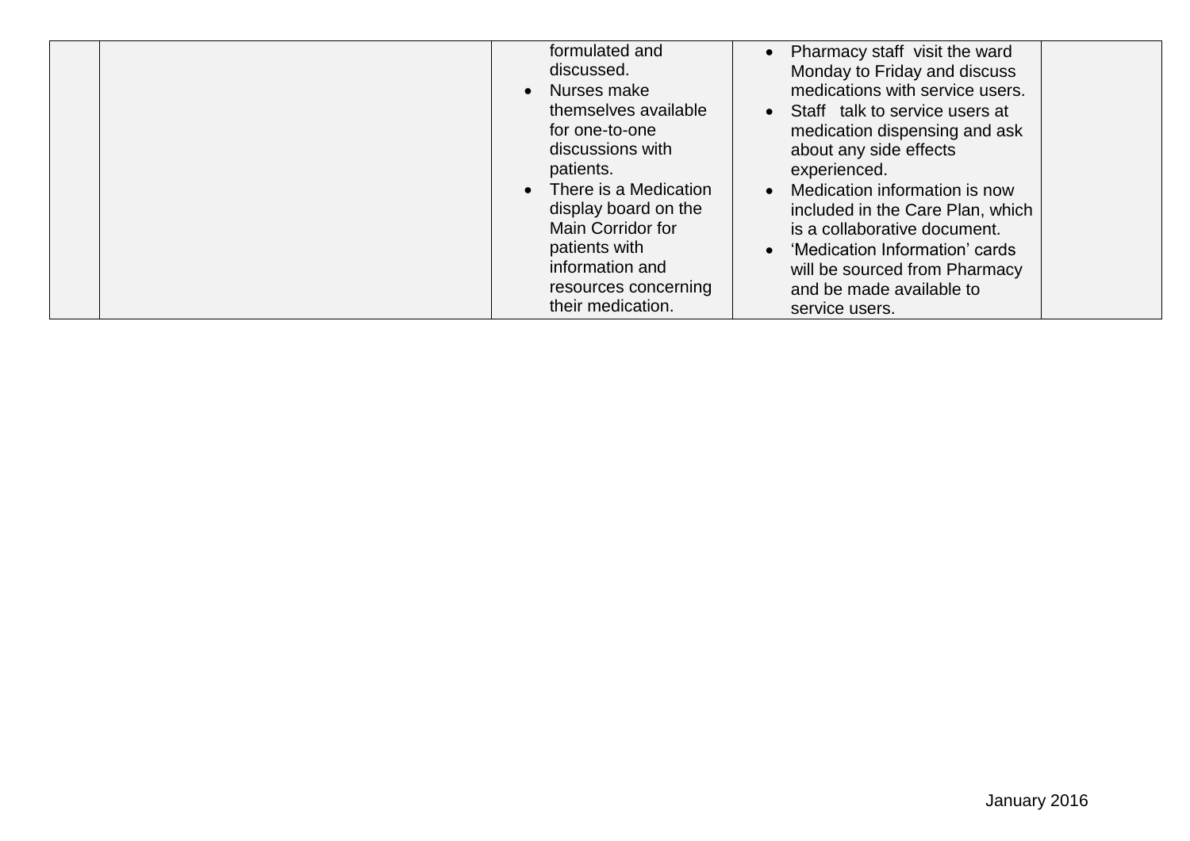|  |  | formulated and discussed.<br>• Nurses make themselves available for one-to-one discussions with patients.<br>• There is a Medication display board on the Main Corridor for patients with information and resources concerning their medication. | • Pharmacy staff visit the ward Monday to Friday and discuss medications with service users.<br>• Staff talk to service users at medication dispensing and ask about any side effects experienced.<br>• Medication information is now included in the Care Plan, which is a collaborative document.<br>• 'Medication Information' cards will be sourced from Pharmacy and be made available to service users. |  |
|---|---|---|---|---|

January 2016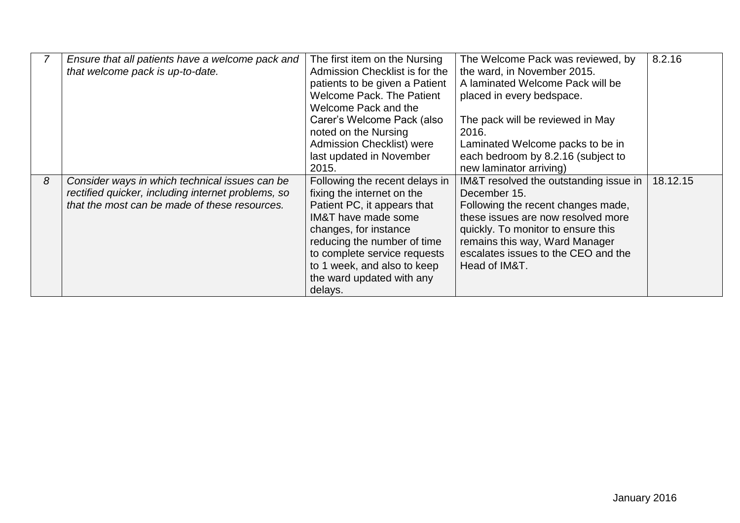| | | | | |
|---|---|---|---|---|
| *7* | *Ensure that all patients have a welcome pack and that welcome pack is up-to-date.* | The first item on the Nursing Admission Checklist is for the patients to be given a Patient Welcome Pack. The Patient Welcome Pack and the Carer's Welcome Pack (also noted on the Nursing Admission Checklist) were last updated in November 2015. | The Welcome Pack was reviewed, by the ward, in November 2015.<br>A laminated Welcome Pack will be placed in every bedspace.<br><br>The pack will be reviewed in May 2016.<br>Laminated Welcome packs to be in each bedroom by 8.2.16 (subject to new laminator arriving) | 8.2.16 |
| *8* | *Consider ways in which technical issues can be rectified quicker, including internet problems, so that the most can be made of these resources.* | Following the recent delays in fixing the internet on the Patient PC, it appears that IM&T have made some changes, for instance reducing the number of time to complete service requests to 1 week, and also to keep the ward updated with any delays. | IM&T resolved the outstanding issue in December 15.<br>Following the recent changes made, these issues are now resolved more quickly. To monitor to ensure this remains this way, Ward Manager escalates issues to the CEO and the Head of IM&T. | 18.12.15 |

January 2016